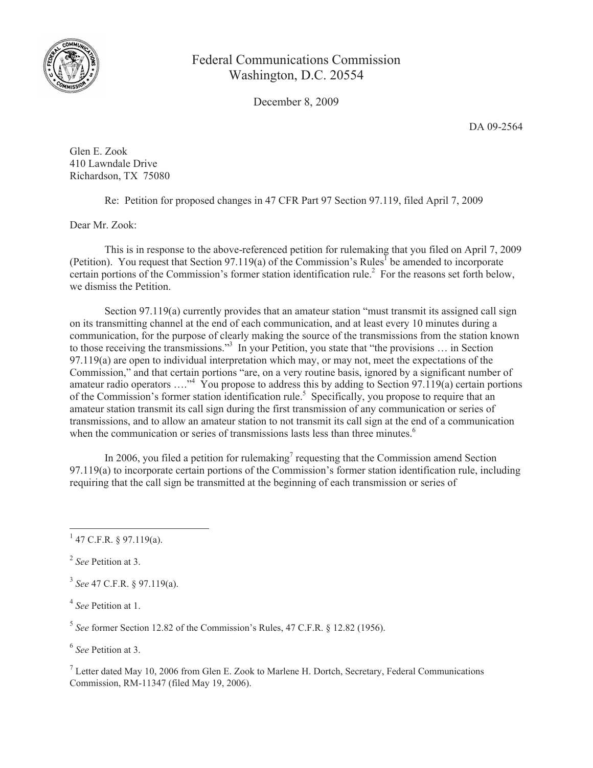Federal Communications Commission
Washington, D.C. 20554

December 8, 2009

DA 09-2564

Glen E. Zook
410 Lawndale Drive
Richardson, TX 75080

Re: Petition for proposed changes in 47 CFR Part 97 Section 97.119, filed April 7, 2009

Dear Mr. Zook:

This is in response to the above-referenced petition for rulemaking that you filed on April 7, 2009 (Petition). You request that Section 97.119(a) of the Commission's Rules[1] be amended to incorporate certain portions of the Commission's former station identification rule.[2] For the reasons set forth below, we dismiss the Petition.

Section 97.119(a) currently provides that an amateur station "must transmit its assigned call sign on its transmitting channel at the end of each communication, and at least every 10 minutes during a communication, for the purpose of clearly making the source of the transmissions from the station known to those receiving the transmissions."[3] In your Petition, you state that "the provisions … in Section 97.119(a) are open to individual interpretation which may, or may not, meet the expectations of the Commission," and that certain portions "are, on a very routine basis, ignored by a significant number of amateur radio operators …."[4] You propose to address this by adding to Section 97.119(a) certain portions of the Commission's former station identification rule.[5] Specifically, you propose to require that an amateur station transmit its call sign during the first transmission of any communication or series of transmissions, and to allow an amateur station to not transmit its call sign at the end of a communication when the communication or series of transmissions lasts less than three minutes.[6]

In 2006, you filed a petition for rulemaking[7] requesting that the Commission amend Section 97.119(a) to incorporate certain portions of the Commission's former station identification rule, including requiring that the call sign be transmitted at the beginning of each transmission or series of

---

[1] 47 C.F.R. § 97.119(a).

[2] *See* Petition at 3.

[3] *See* 47 C.F.R. § 97.119(a).

[4] *See* Petition at 1.

[5] *See* former Section 12.82 of the Commission's Rules, 47 C.F.R. § 12.82 (1956).

[6] *See* Petition at 3.

[7] Letter dated May 10, 2006 from Glen E. Zook to Marlene H. Dortch, Secretary, Federal Communications Commission, RM-11347 (filed May 19, 2006).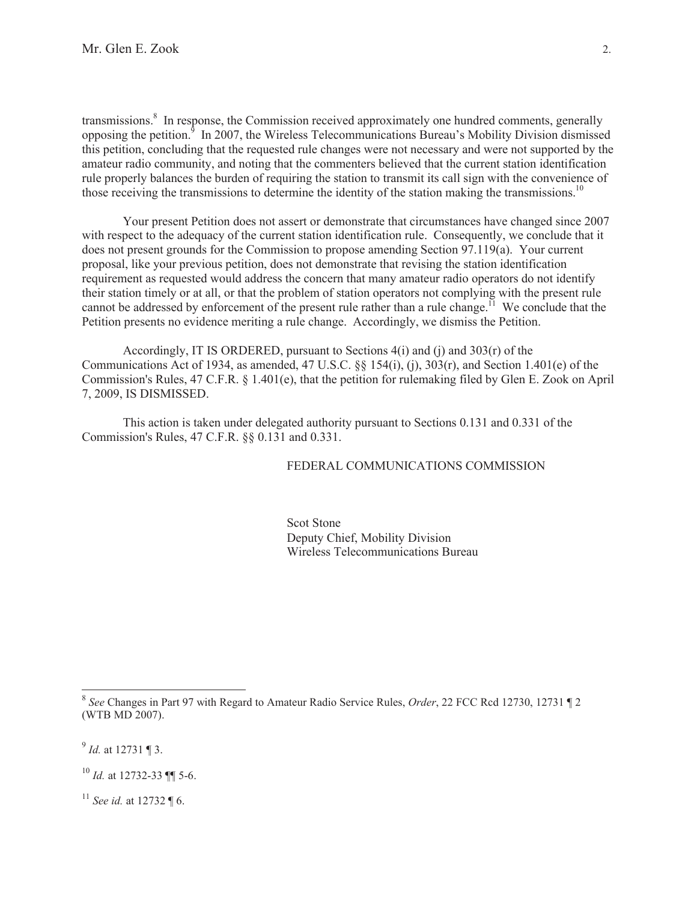transmissions.[8] In response, the Commission received approximately one hundred comments, generally opposing the petition.[9] In 2007, the Wireless Telecommunications Bureau's Mobility Division dismissed this petition, concluding that the requested rule changes were not necessary and were not supported by the amateur radio community, and noting that the commenters believed that the current station identification rule properly balances the burden of requiring the station to transmit its call sign with the convenience of those receiving the transmissions to determine the identity of the station making the transmissions.[10]

Your present Petition does not assert or demonstrate that circumstances have changed since 2007 with respect to the adequacy of the current station identification rule. Consequently, we conclude that it does not present grounds for the Commission to propose amending Section 97.119(a). Your current proposal, like your previous petition, does not demonstrate that revising the station identification requirement as requested would address the concern that many amateur radio operators do not identify their station timely or at all, or that the problem of station operators not complying with the present rule cannot be addressed by enforcement of the present rule rather than a rule change.[11] We conclude that the Petition presents no evidence meriting a rule change. Accordingly, we dismiss the Petition.

Accordingly, IT IS ORDERED, pursuant to Sections 4(i) and (j) and 303(r) of the Communications Act of 1934, as amended, 47 U.S.C. §§ 154(i), (j), 303(r), and Section 1.401(e) of the Commission's Rules, 47 C.F.R. § 1.401(e), that the petition for rulemaking filed by Glen E. Zook on April 7, 2009, IS DISMISSED.

This action is taken under delegated authority pursuant to Sections 0.131 and 0.331 of the Commission's Rules, 47 C.F.R. §§ 0.131 and 0.331.

FEDERAL COMMUNICATIONS COMMISSION

Scot Stone
Deputy Chief, Mobility Division
Wireless Telecommunications Bureau

---

[8] *See* Changes in Part 97 with Regard to Amateur Radio Service Rules, *Order*, 22 FCC Rcd 12730, 12731 ¶ 2 (WTB MD 2007).

[9] *Id.* at 12731 ¶ 3.

[10] *Id.* at 12732-33 ¶¶ 5-6.

[11] *See id.* at 12732 ¶ 6.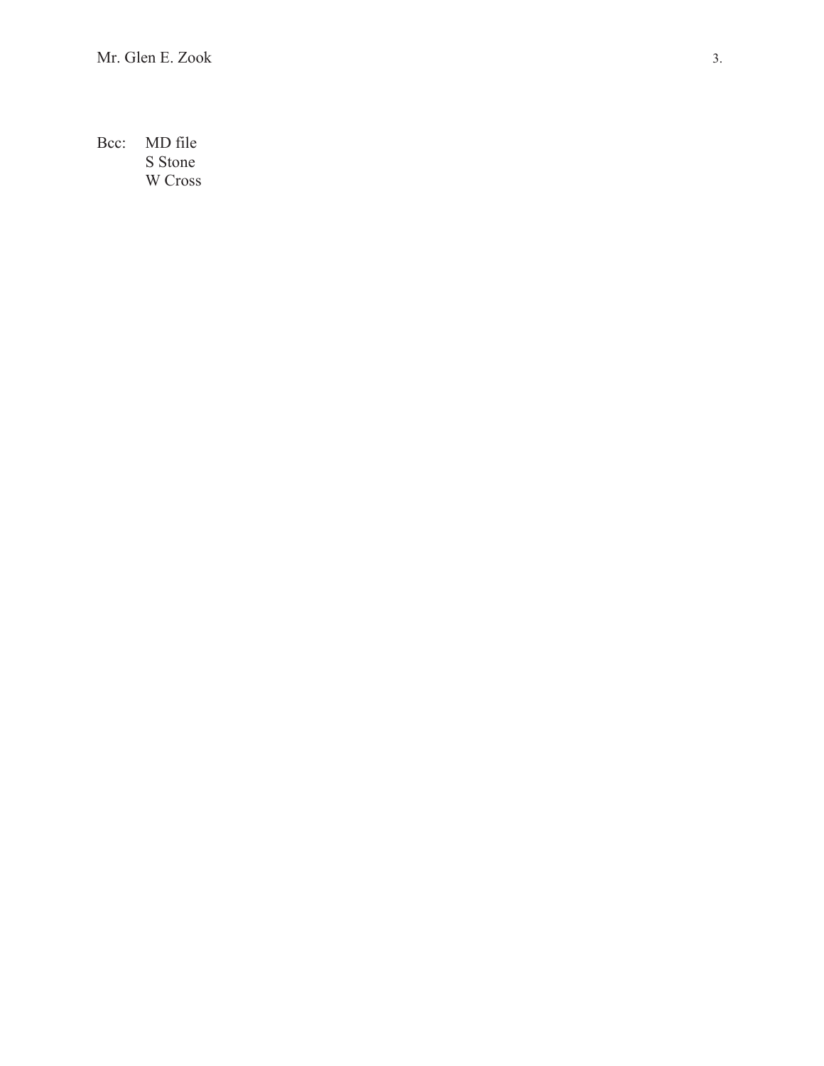Bcc: MD file
S Stone
W Cross